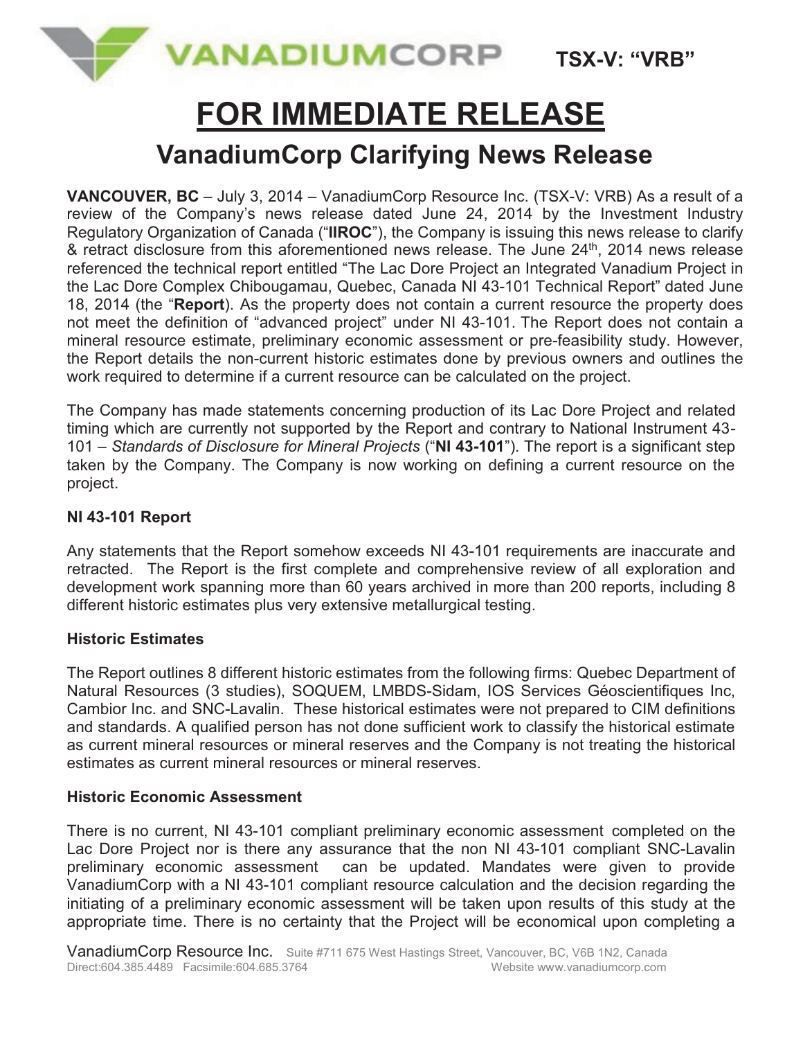VANADIUMCORP **TSX-V: "VRB"**

# FOR IMMEDIATE RELEASE

## VanadiumCorp Clarifying News Release

**VANCOUVER, BC** – July 3, 2014 – VanadiumCorp Resource Inc. (TSX-V: VRB) As a result of a review of the Company's news release dated June 24, 2014 by the Investment Industry Regulatory Organization of Canada ("**IIROC**"), the Company is issuing this news release to clarify & retract disclosure from this aforementioned news release. The June 24th, 2014 news release referenced the technical report entitled "The Lac Dore Project an Integrated Vanadium Project in the Lac Dore Complex Chibougamau, Quebec, Canada NI 43-101 Technical Report" dated June 18, 2014 (the "**Report**). As the property does not contain a current resource the property does not meet the definition of "advanced project" under NI 43-101. The Report does not contain a mineral resource estimate, preliminary economic assessment or pre-feasibility study. However, the Report details the non-current historic estimates done by previous owners and outlines the work required to determine if a current resource can be calculated on the project.

The Company has made statements concerning production of its Lac Dore Project and related timing which are currently not supported by the Report and contrary to National Instrument 43-101 – *Standards of Disclosure for Mineral Projects* ("**NI 43-101**"). The report is a significant step taken by the Company. The Company is now working on defining a current resource on the project.

### NI 43-101 Report

Any statements that the Report somehow exceeds NI 43-101 requirements are inaccurate and retracted. The Report is the first complete and comprehensive review of all exploration and development work spanning more than 60 years archived in more than 200 reports, including 8 different historic estimates plus very extensive metallurgical testing.

### Historic Estimates

The Report outlines 8 different historic estimates from the following firms: Quebec Department of Natural Resources (3 studies), SOQUEM, LMBDS-Sidam, IOS Services Géoscientifiques Inc, Cambior Inc. and SNC-Lavalin. These historical estimates were not prepared to CIM definitions and standards. A qualified person has not done sufficient work to classify the historical estimate as current mineral resources or mineral reserves and the Company is not treating the historical estimates as current mineral resources or mineral reserves.

### Historic Economic Assessment

There is no current, NI 43-101 compliant preliminary economic assessment completed on the Lac Dore Project nor is there any assurance that the non NI 43-101 compliant SNC-Lavalin preliminary economic assessment can be updated. Mandates were given to provide VanadiumCorp with a NI 43-101 compliant resource calculation and the decision regarding the initiating of a preliminary economic assessment will be taken upon results of this study at the appropriate time. There is no certainty that the Project will be economical upon completing a

VanadiumCorp Resource Inc. Suite #711 675 West Hastings Street, Vancouver, BC, V6B 1N2, Canada
Direct:604.385.4489 Facsimile:604.685.3764 Website www.vanadiumcorp.com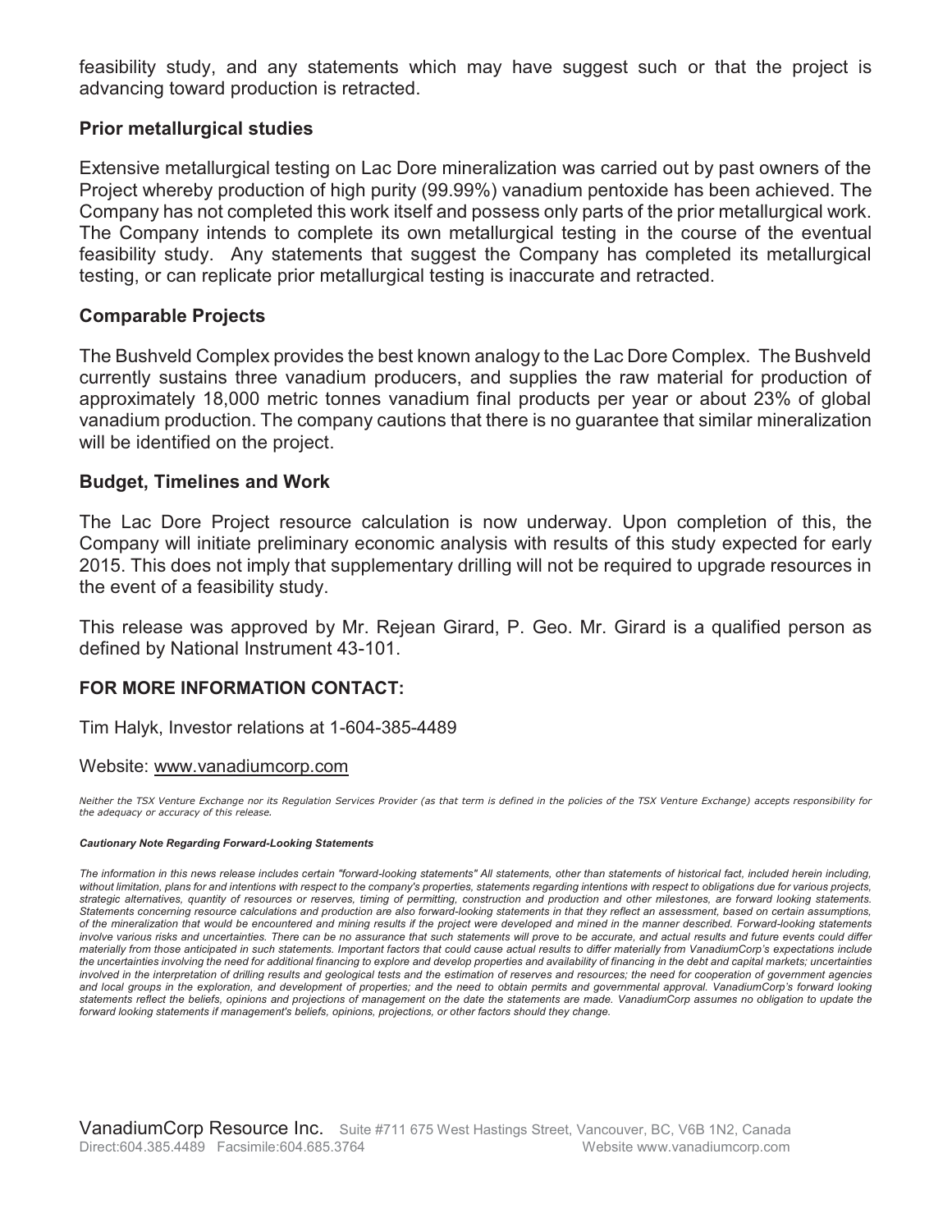feasibility study, and any statements which may have suggest such or that the project is advancing toward production is retracted.

## Prior metallurgical studies

Extensive metallurgical testing on Lac Dore mineralization was carried out by past owners of the Project whereby production of high purity (99.99%) vanadium pentoxide has been achieved. The Company has not completed this work itself and possess only parts of the prior metallurgical work. The Company intends to complete its own metallurgical testing in the course of the eventual feasibility study. Any statements that suggest the Company has completed its metallurgical testing, or can replicate prior metallurgical testing is inaccurate and retracted.

## Comparable Projects

The Bushveld Complex provides the best known analogy to the Lac Dore Complex. The Bushveld currently sustains three vanadium producers, and supplies the raw material for production of approximately 18,000 metric tonnes vanadium final products per year or about 23% of global vanadium production. The company cautions that there is no guarantee that similar mineralization will be identified on the project.

## Budget, Timelines and Work

The Lac Dore Project resource calculation is now underway. Upon completion of this, the Company will initiate preliminary economic analysis with results of this study expected for early 2015. This does not imply that supplementary drilling will not be required to upgrade resources in the event of a feasibility study.

This release was approved by Mr. Rejean Girard, P. Geo. Mr. Girard is a qualified person as defined by National Instrument 43-101.

**FOR MORE INFORMATION CONTACT:**

Tim Halyk, Investor relations at 1-604-385-4489

Website: www.vanadiumcorp.com

*Neither the TSX Venture Exchange nor its Regulation Services Provider (as that term is defined in the policies of the TSX Venture Exchange) accepts responsibility for the adequacy or accuracy of this release.*

***Cautionary Note Regarding Forward-Looking Statements***

*The information in this news release includes certain "forward-looking statements" All statements, other than statements of historical fact, included herein including, without limitation, plans for and intentions with respect to the company's properties, statements regarding intentions with respect to obligations due for various projects, strategic alternatives, quantity of resources or reserves, timing of permitting, construction and production and other milestones, are forward looking statements. Statements concerning resource calculations and production are also forward-looking statements in that they reflect an assessment, based on certain assumptions, of the mineralization that would be encountered and mining results if the project were developed and mined in the manner described. Forward-looking statements involve various risks and uncertainties. There can be no assurance that such statements will prove to be accurate, and actual results and future events could differ materially from those anticipated in such statements. Important factors that could cause actual results to differ materially from VanadiumCorp's expectations include the uncertainties involving the need for additional financing to explore and develop properties and availability of financing in the debt and capital markets; uncertainties involved in the interpretation of drilling results and geological tests and the estimation of reserves and resources; the need for cooperation of government agencies and local groups in the exploration, and development of properties; and the need to obtain permits and governmental approval. VanadiumCorp's forward looking statements reflect the beliefs, opinions and projections of management on the date the statements are made. VanadiumCorp assumes no obligation to update the forward looking statements if management's beliefs, opinions, projections, or other factors should they change.*